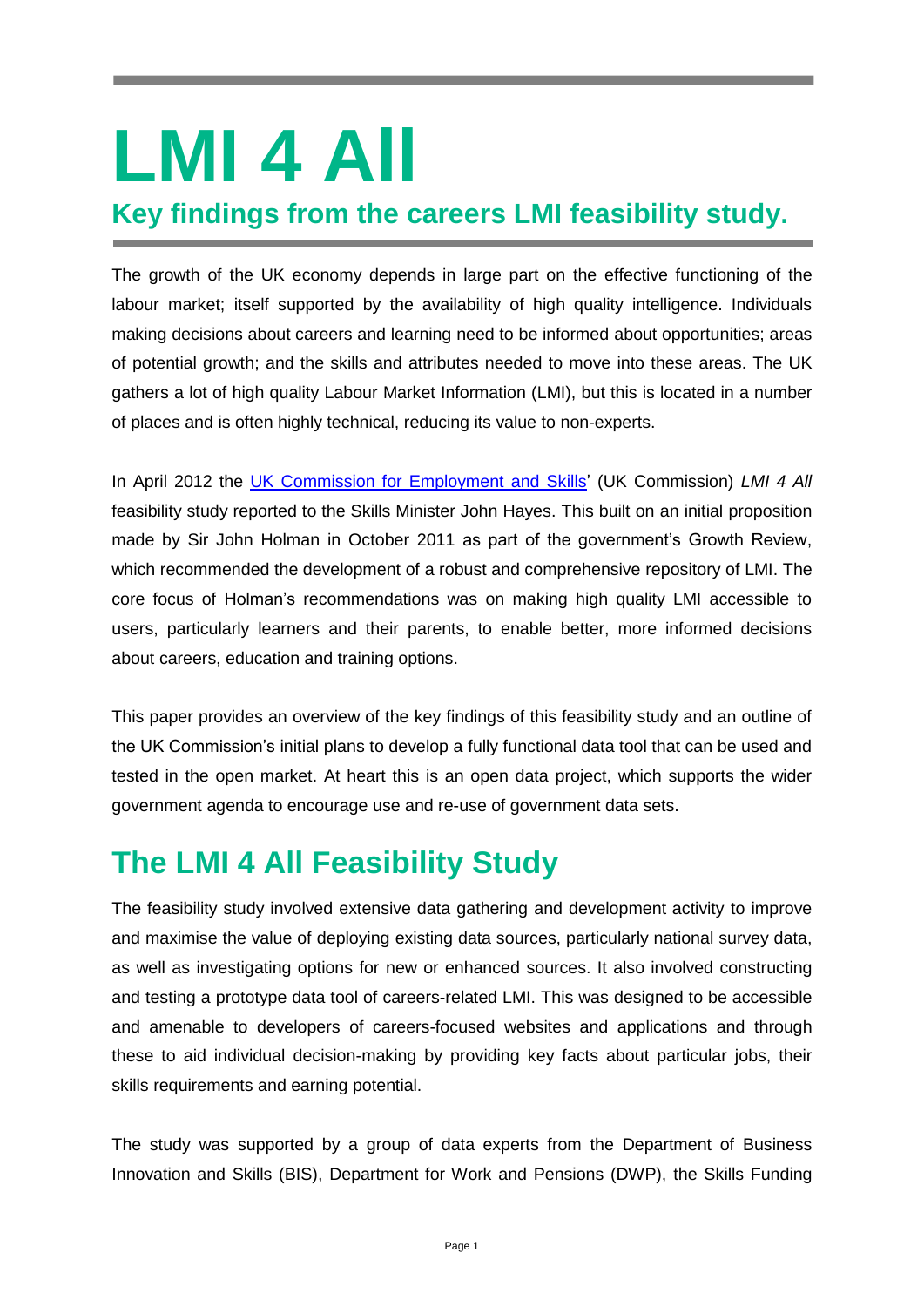# LMI 4 All

## Key findings from the careers LMI feasibility study.

The growth of the UK economy depends in large part on the effective functioning of the labour market; itself supported by the availability of high quality intelligence. Individuals making decisions about careers and learning need to be informed about opportunities; areas of potential growth; and the skills and attributes needed to move into these areas. The UK gathers a lot of high quality Labour Market Information (LMI), but this is located in a number of places and is often highly technical, reducing its value to non-experts.

In April 2012 the UK Commission for Employment and Skills' (UK Commission) *LMI 4 All* feasibility study reported to the Skills Minister John Hayes. This built on an initial proposition made by Sir John Holman in October 2011 as part of the government's Growth Review, which recommended the development of a robust and comprehensive repository of LMI. The core focus of Holman's recommendations was on making high quality LMI accessible to users, particularly learners and their parents, to enable better, more informed decisions about careers, education and training options.

This paper provides an overview of the key findings of this feasibility study and an outline of the UK Commission's initial plans to develop a fully functional data tool that can be used and tested in the open market. At heart this is an open data project, which supports the wider government agenda to encourage use and re-use of government data sets.

## The LMI 4 All Feasibility Study

The feasibility study involved extensive data gathering and development activity to improve and maximise the value of deploying existing data sources, particularly national survey data, as well as investigating options for new or enhanced sources. It also involved constructing and testing a prototype data tool of careers-related LMI. This was designed to be accessible and amenable to developers of careers-focused websites and applications and through these to aid individual decision-making by providing key facts about particular jobs, their skills requirements and earning potential.

The study was supported by a group of data experts from the Department of Business Innovation and Skills (BIS), Department for Work and Pensions (DWP), the Skills Funding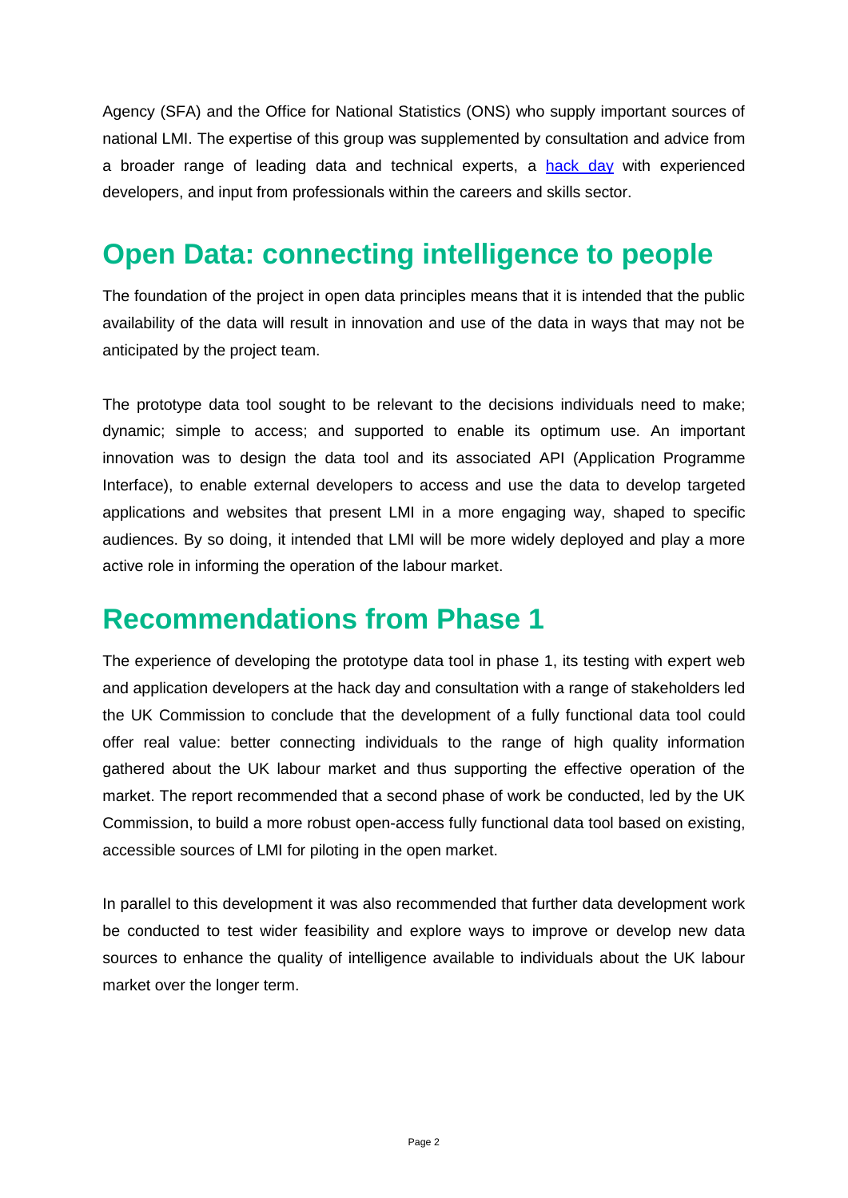Agency (SFA) and the Office for National Statistics (ONS) who supply important sources of national LMI. The expertise of this group was supplemented by consultation and advice from a broader range of leading data and technical experts, a hack day with experienced developers, and input from professionals within the careers and skills sector.

## Open Data: connecting intelligence to people

The foundation of the project in open data principles means that it is intended that the public availability of the data will result in innovation and use of the data in ways that may not be anticipated by the project team.

The prototype data tool sought to be relevant to the decisions individuals need to make; dynamic; simple to access; and supported to enable its optimum use. An important innovation was to design the data tool and its associated API (Application Programme Interface), to enable external developers to access and use the data to develop targeted applications and websites that present LMI in a more engaging way, shaped to specific audiences. By so doing, it intended that LMI will be more widely deployed and play a more active role in informing the operation of the labour market.

## Recommendations from Phase 1

The experience of developing the prototype data tool in phase 1, its testing with expert web and application developers at the hack day and consultation with a range of stakeholders led the UK Commission to conclude that the development of a fully functional data tool could offer real value: better connecting individuals to the range of high quality information gathered about the UK labour market and thus supporting the effective operation of the market. The report recommended that a second phase of work be conducted, led by the UK Commission, to build a more robust open-access fully functional data tool based on existing, accessible sources of LMI for piloting in the open market.

In parallel to this development it was also recommended that further data development work be conducted to test wider feasibility and explore ways to improve or develop new data sources to enhance the quality of intelligence available to individuals about the UK labour market over the longer term.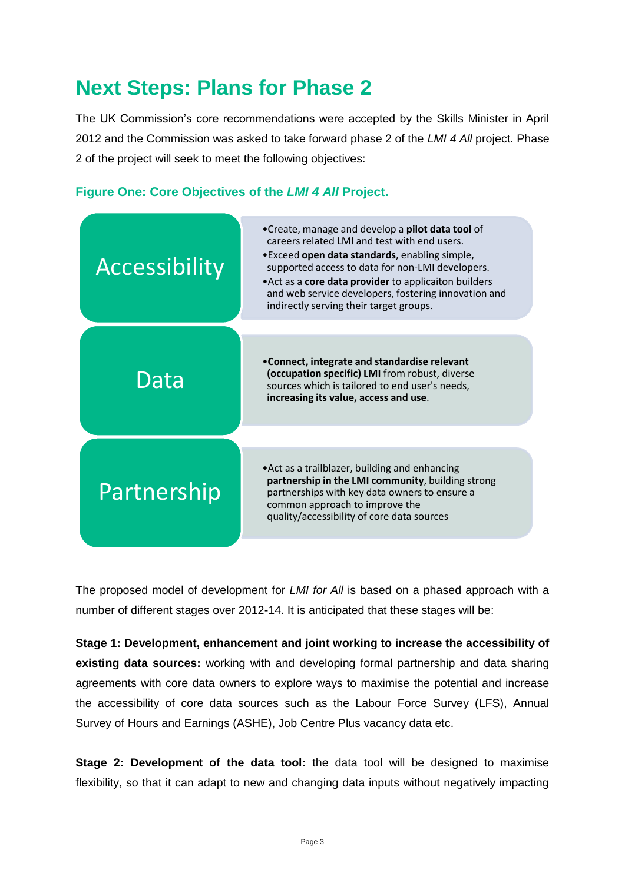# Next Steps: Plans for Phase 2

The UK Commission's core recommendations were accepted by the Skills Minister in April 2012 and the Commission was asked to take forward phase 2 of the *LMI 4 All* project. Phase 2 of the project will seek to meet the following objectives:

### Figure One: Core Objectives of the *LMI 4 All* Project.

| Objective | Description |
| --- | --- |
| Accessibility | • Create, manage and develop a **pilot data tool** of careers related LMI and test with end users.<br>• Exceed **open data standards**, enabling simple, supported access to data for non-LMI developers.<br>• Act as a **core data provider** to applicaiton builders and web service developers, fostering innovation and indirectly serving their target groups. |
| Data | • **Connect, integrate and standardise relevant (occupation specific) LMI** from robust, diverse sources which is tailored to end user's needs, **increasing its value, access and use**. |
| Partnership | • Act as a trailblazer, building and enhancing **partnership in the LMI community**, building strong partnerships with key data owners to ensure a common approach to improve the quality/accessibility of core data sources |

The proposed model of development for *LMI for All* is based on a phased approach with a number of different stages over 2012-14. It is anticipated that these stages will be:

**Stage 1: Development, enhancement and joint working to increase the accessibility of existing data sources:** working with and developing formal partnership and data sharing agreements with core data owners to explore ways to maximise the potential and increase the accessibility of core data sources such as the Labour Force Survey (LFS), Annual Survey of Hours and Earnings (ASHE), Job Centre Plus vacancy data etc.

**Stage 2: Development of the data tool:** the data tool will be designed to maximise flexibility, so that it can adapt to new and changing data inputs without negatively impacting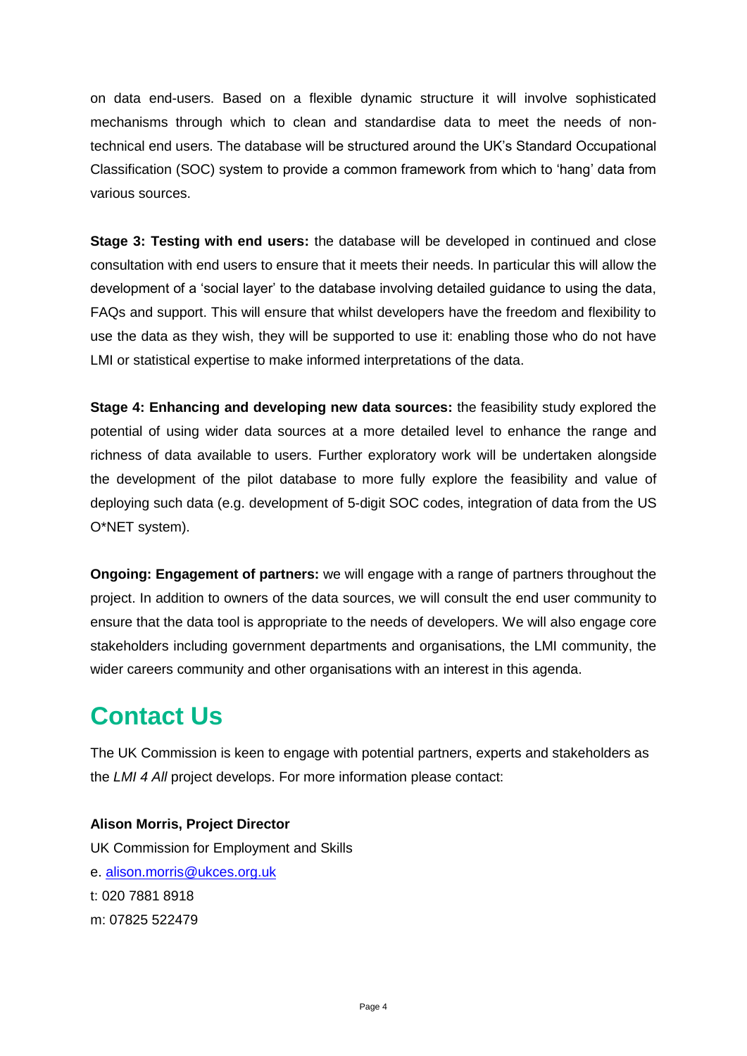on data end-users. Based on a flexible dynamic structure it will involve sophisticated mechanisms through which to clean and standardise data to meet the needs of non-technical end users. The database will be structured around the UK's Standard Occupational Classification (SOC) system to provide a common framework from which to 'hang' data from various sources.

**Stage 3: Testing with end users:** the database will be developed in continued and close consultation with end users to ensure that it meets their needs. In particular this will allow the development of a 'social layer' to the database involving detailed guidance to using the data, FAQs and support. This will ensure that whilst developers have the freedom and flexibility to use the data as they wish, they will be supported to use it: enabling those who do not have LMI or statistical expertise to make informed interpretations of the data.

**Stage 4: Enhancing and developing new data sources:** the feasibility study explored the potential of using wider data sources at a more detailed level to enhance the range and richness of data available to users. Further exploratory work will be undertaken alongside the development of the pilot database to more fully explore the feasibility and value of deploying such data (e.g. development of 5-digit SOC codes, integration of data from the US O*NET system).

**Ongoing: Engagement of partners:** we will engage with a range of partners throughout the project. In addition to owners of the data sources, we will consult the end user community to ensure that the data tool is appropriate to the needs of developers. We will also engage core stakeholders including government departments and organisations, the LMI community, the wider careers community and other organisations with an interest in this agenda.

# Contact Us

The UK Commission is keen to engage with potential partners, experts and stakeholders as the *LMI 4 All* project develops. For more information please contact:

**Alison Morris, Project Director**
UK Commission for Employment and Skills
e. alison.morris@ukces.org.uk
t: 020 7881 8918
m: 07825 522479